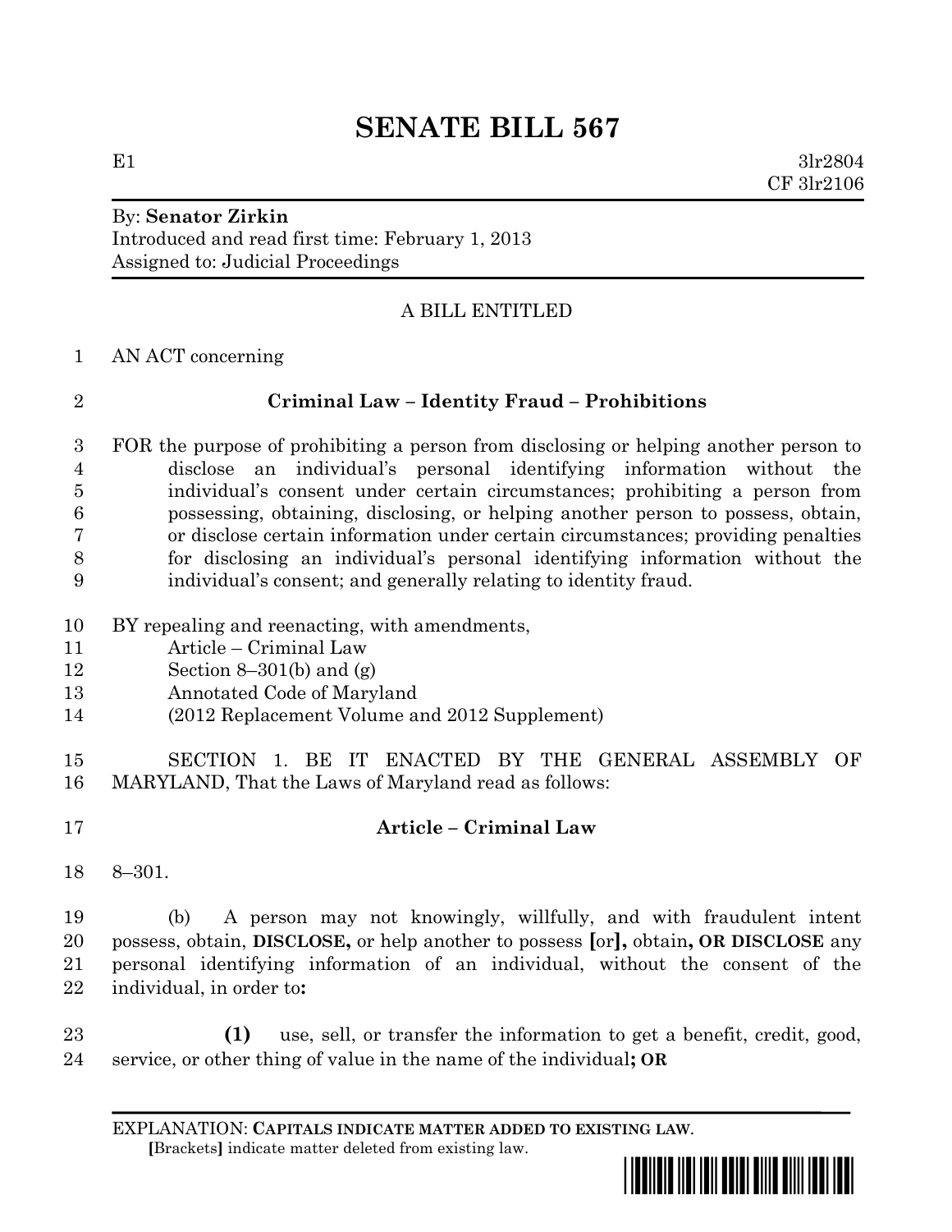# SENATE BILL 567

E1 3lr2804
CF 3lr2106

By: **Senator Zirkin**
Introduced and read first time: February 1, 2013
Assigned to: Judicial Proceedings

A BILL ENTITLED

1 AN ACT concerning

2 **Criminal Law – Identity Fraud – Prohibitions**

3 FOR the purpose of prohibiting a person from disclosing or helping another person to
4 disclose an individual's personal identifying information without the
5 individual's consent under certain circumstances; prohibiting a person from
6 possessing, obtaining, disclosing, or helping another person to possess, obtain,
7 or disclose certain information under certain circumstances; providing penalties
8 for disclosing an individual's personal identifying information without the
9 individual's consent; and generally relating to identity fraud.

10 BY repealing and reenacting, with amendments,
11 Article – Criminal Law
12 Section 8–301(b) and (g)
13 Annotated Code of Maryland
14 (2012 Replacement Volume and 2012 Supplement)

15 SECTION 1. BE IT ENACTED BY THE GENERAL ASSEMBLY OF
16 MARYLAND, That the Laws of Maryland read as follows:

17 **Article – Criminal Law**

18 8–301.

19 (b) A person may not knowingly, willfully, and with fraudulent intent
20 possess, obtain, **DISCLOSE,** or help another to possess **[**or**],** obtain**, OR DISCLOSE** any
21 personal identifying information of an individual, without the consent of the
22 individual, in order to**:**

23 **(1)** use, sell, or transfer the information to get a benefit, credit, good,
24 service, or other thing of value in the name of the individual**; OR**

EXPLANATION: **CAPITALS INDICATE MATTER ADDED TO EXISTING LAW**.
**[**Brackets**]** indicate matter deleted from existing law.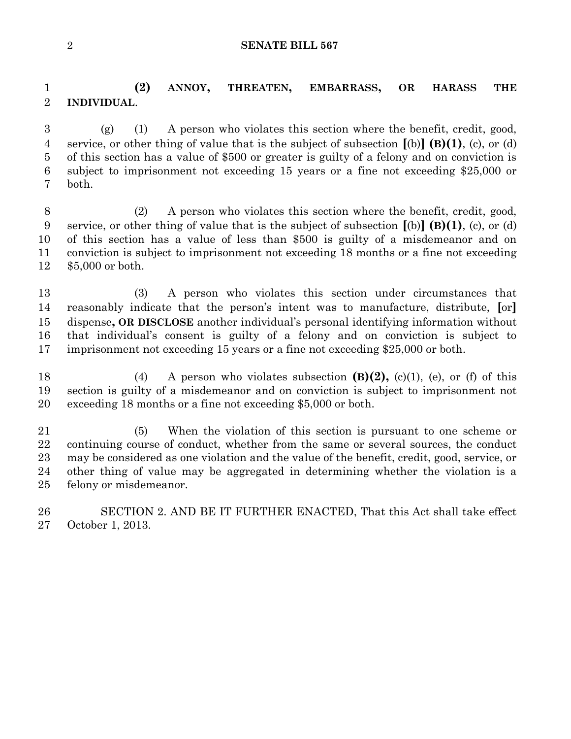**(2) ANNOY, THREATEN, EMBARRASS, OR HARASS THE INDIVIDUAL**.

(g) (1) A person who violates this section where the benefit, credit, good, service, or other thing of value that is the subject of subsection **[**(b)**] (B)(1)**, (c), or (d) of this section has a value of $500 or greater is guilty of a felony and on conviction is subject to imprisonment not exceeding 15 years or a fine not exceeding $25,000 or both.

(2) A person who violates this section where the benefit, credit, good, service, or other thing of value that is the subject of subsection **[**(b)**] (B)(1)**, (c), or (d) of this section has a value of less than $500 is guilty of a misdemeanor and on conviction is subject to imprisonment not exceeding 18 months or a fine not exceeding $5,000 or both.

(3) A person who violates this section under circumstances that reasonably indicate that the person's intent was to manufacture, distribute, **[**or**]** dispense**, OR DISCLOSE** another individual's personal identifying information without that individual's consent is guilty of a felony and on conviction is subject to imprisonment not exceeding 15 years or a fine not exceeding $25,000 or both.

(4) A person who violates subsection **(B)(2),** (c)(1), (e), or (f) of this section is guilty of a misdemeanor and on conviction is subject to imprisonment not exceeding 18 months or a fine not exceeding $5,000 or both.

(5) When the violation of this section is pursuant to one scheme or continuing course of conduct, whether from the same or several sources, the conduct may be considered as one violation and the value of the benefit, credit, good, service, or other thing of value may be aggregated in determining whether the violation is a felony or misdemeanor.

SECTION 2. AND BE IT FURTHER ENACTED, That this Act shall take effect October 1, 2013.